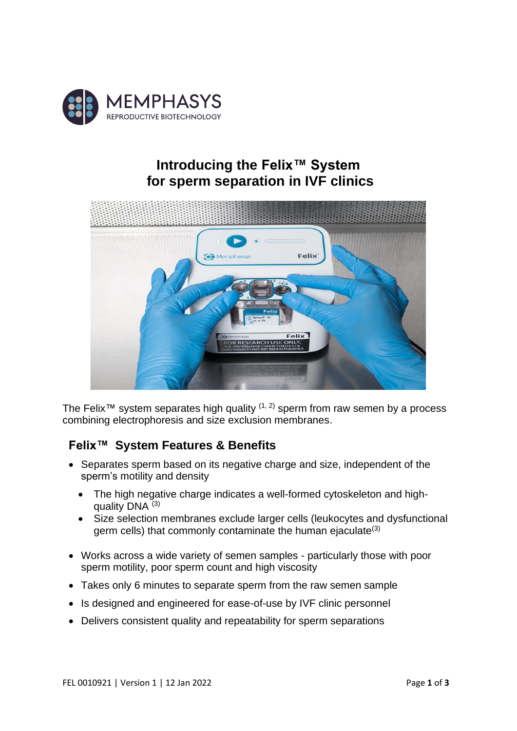MEMPHASYS
REPRODUCTIVE BIOTECHNOLOGY

# Introducing the Felix™ System for sperm separation in IVF clinics

The Felix™ system separates high quality [1, 2] sperm from raw semen by a process combining electrophoresis and size exclusion membranes.

## Felix™ System Features & Benefits

- Separates sperm based on its negative charge and size, independent of the sperm's motility and density
  - The high negative charge indicates a well-formed cytoskeleton and high-quality DNA [3]
  - Size selection membranes exclude larger cells (leukocytes and dysfunctional germ cells) that commonly contaminate the human ejaculate[3]
- Works across a wide variety of semen samples - particularly those with poor sperm motility, poor sperm count and high viscosity
- Takes only 6 minutes to separate sperm from the raw semen sample
- Is designed and engineered for ease-of-use by IVF clinic personnel
- Delivers consistent quality and repeatability for sperm separations

FEL 0010921 | Version 1 | 12 Jan 2022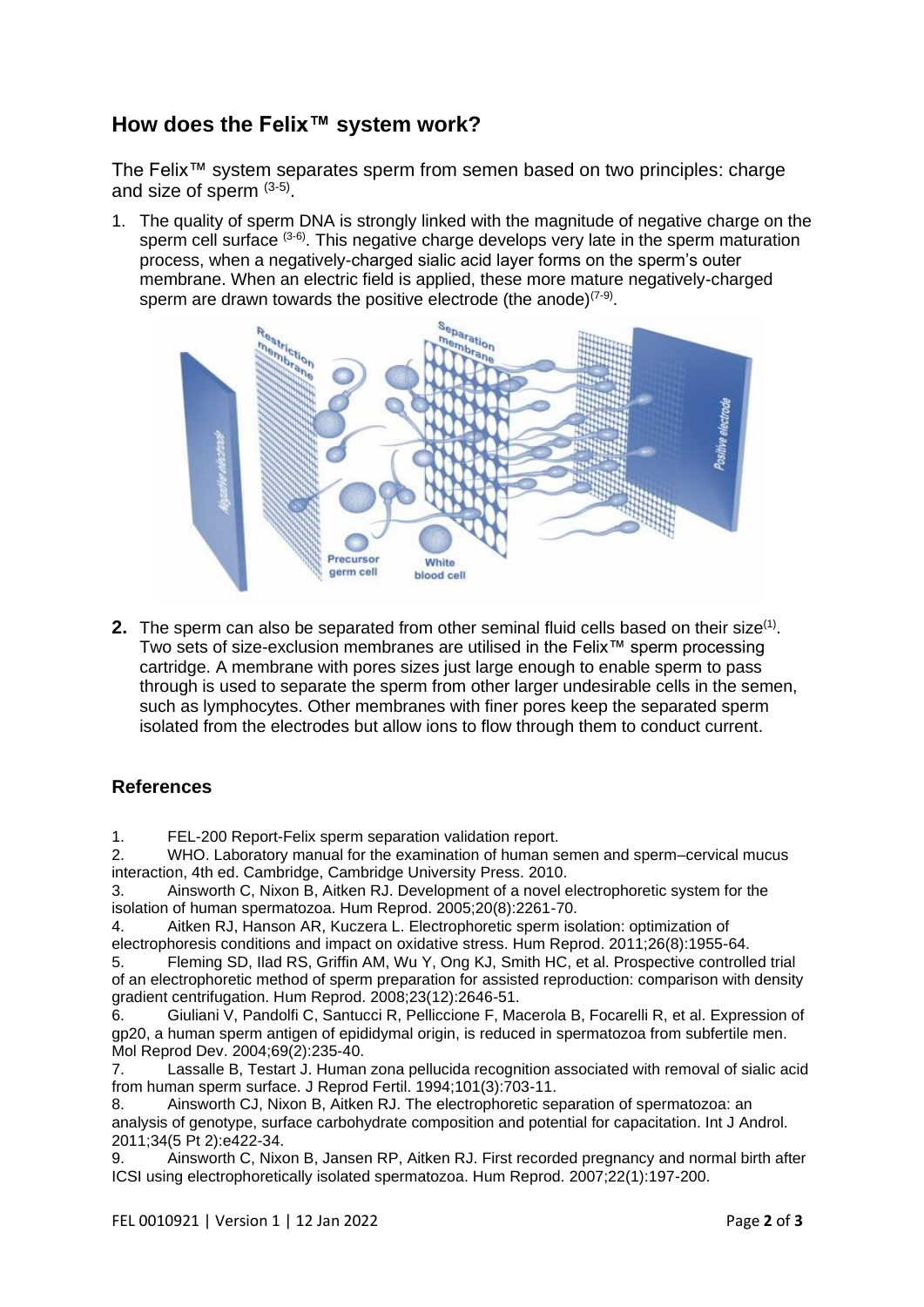## How does the Felix™ system work?

The Felix™ system separates sperm from semen based on two principles: charge and size of sperm [3-5].

1. The quality of sperm DNA is strongly linked with the magnitude of negative charge on the sperm cell surface [3-6]. This negative charge develops very late in the sperm maturation process, when a negatively-charged sialic acid layer forms on the sperm's outer membrane. When an electric field is applied, these more mature negatively-charged sperm are drawn towards the positive electrode (the anode)[7-9].

2. The sperm can also be separated from other seminal fluid cells based on their size[1]. Two sets of size-exclusion membranes are utilised in the Felix™ sperm processing cartridge. A membrane with pores sizes just large enough to enable sperm to pass through is used to separate the sperm from other larger undesirable cells in the semen, such as lymphocytes. Other membranes with finer pores keep the separated sperm isolated from the electrodes but allow ions to flow through them to conduct current.

### References

1. FEL-200 Report-Felix sperm separation validation report.
2. WHO. Laboratory manual for the examination of human semen and sperm–cervical mucus interaction, 4th ed. Cambridge, Cambridge University Press. 2010.
3. Ainsworth C, Nixon B, Aitken RJ. Development of a novel electrophoretic system for the isolation of human spermatozoa. Hum Reprod. 2005;20(8):2261-70.
4. Aitken RJ, Hanson AR, Kuczera L. Electrophoretic sperm isolation: optimization of electrophoresis conditions and impact on oxidative stress. Hum Reprod. 2011;26(8):1955-64.
5. Fleming SD, Ilad RS, Griffin AM, Wu Y, Ong KJ, Smith HC, et al. Prospective controlled trial of an electrophoretic method of sperm preparation for assisted reproduction: comparison with density gradient centrifugation. Hum Reprod. 2008;23(12):2646-51.
6. Giuliani V, Pandolfi C, Santucci R, Pelliccione F, Macerola B, Focarelli R, et al. Expression of gp20, a human sperm antigen of epididymal origin, is reduced in spermatozoa from subfertile men. Mol Reprod Dev. 2004;69(2):235-40.
7. Lassalle B, Testart J. Human zona pellucida recognition associated with removal of sialic acid from human sperm surface. J Reprod Fertil. 1994;101(3):703-11.
8. Ainsworth CJ, Nixon B, Aitken RJ. The electrophoretic separation of spermatozoa: an analysis of genotype, surface carbohydrate composition and potential for capacitation. Int J Androl. 2011;34(5 Pt 2):e422-34.
9. Ainsworth C, Nixon B, Jansen RP, Aitken RJ. First recorded pregnancy and normal birth after ICSI using electrophoretically isolated spermatozoa. Hum Reprod. 2007;22(1):197-200.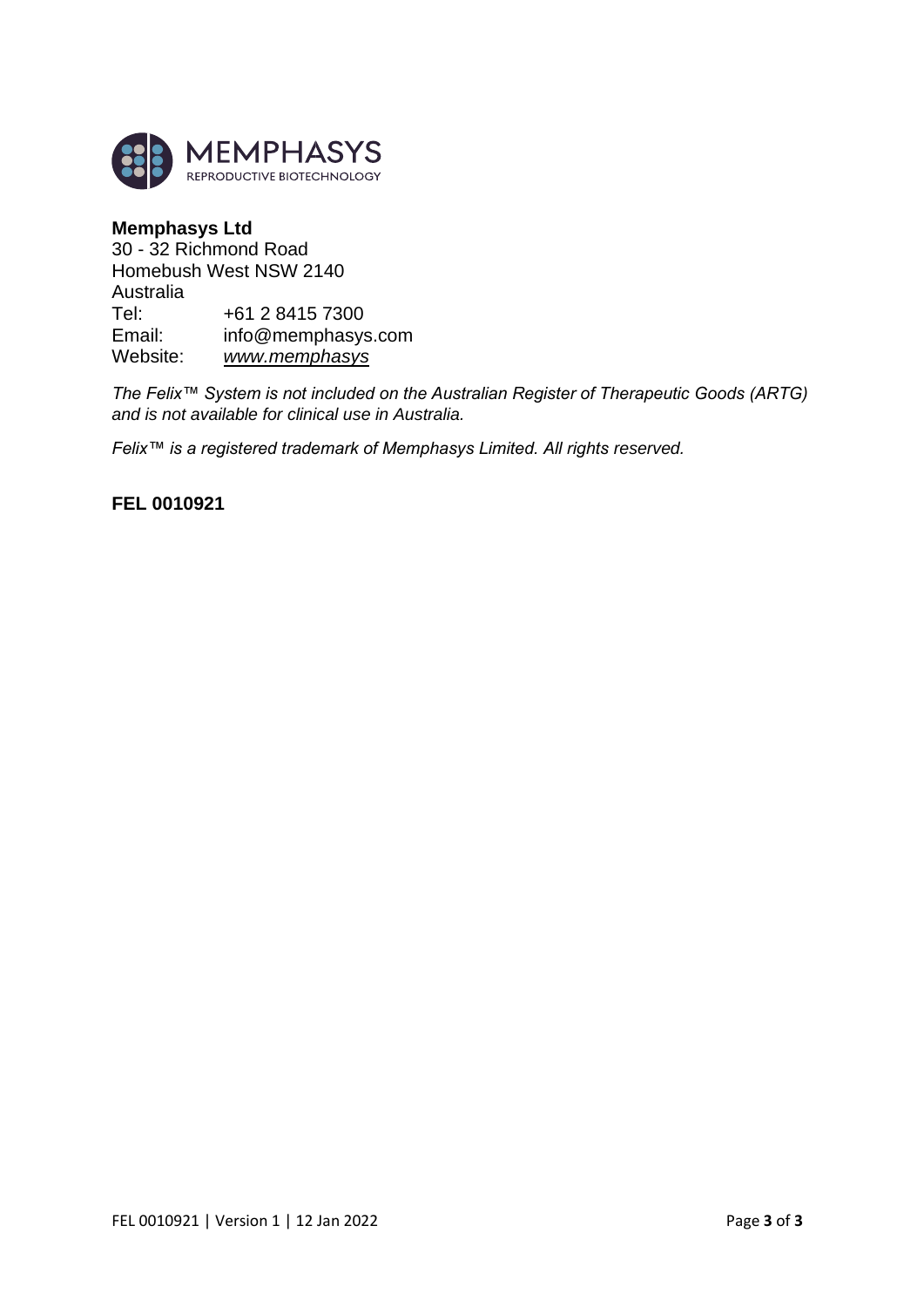MEMPHASYS
REPRODUCTIVE BIOTECHNOLOGY

**Memphasys Ltd**
30 - 32 Richmond Road
Homebush West NSW 2140
Australia

| | |
|---|---|
| Tel: | +61 2 8415 7300 |
| Email: | info@memphasys.com |
| Website: | *www.memphasys* |

*The Felix™ System is not included on the Australian Register of Therapeutic Goods (ARTG) and is not available for clinical use in Australia.*

*Felix™ is a registered trademark of Memphasys Limited. All rights reserved.*

**FEL 0010921**